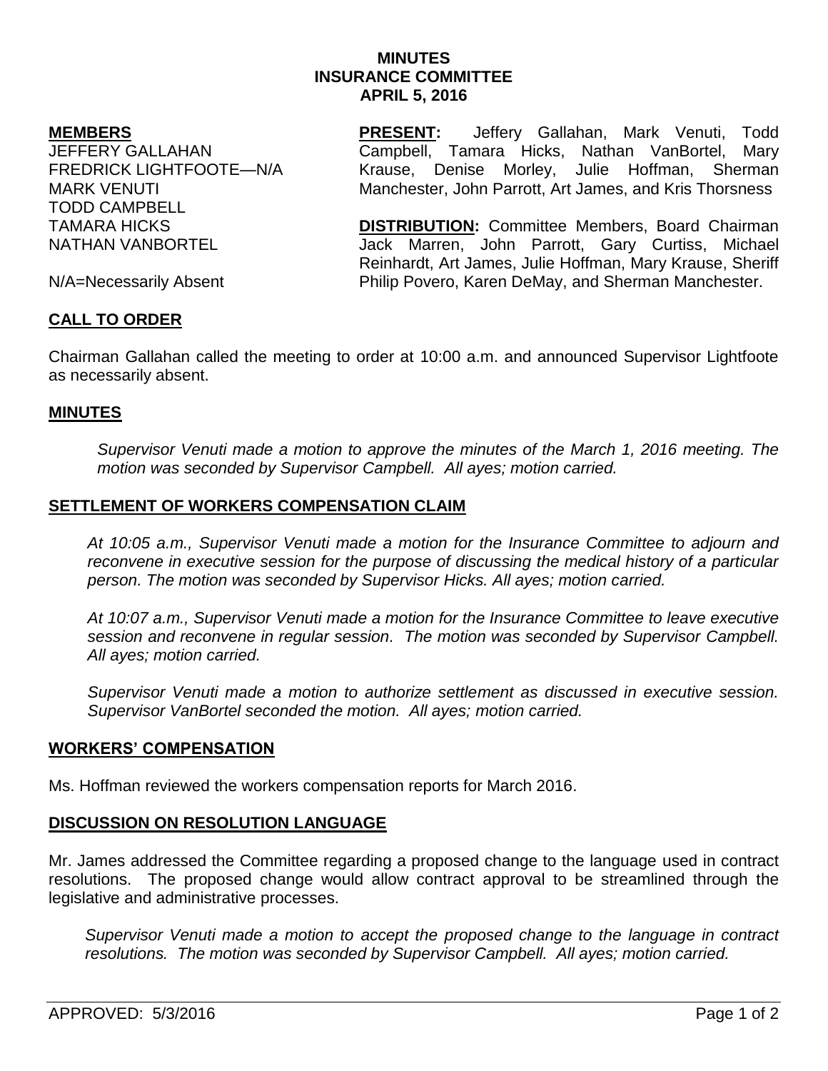# MINUTES
# INSURANCE COMMITTEE
# APRIL 5, 2016

**MEMBERS**

JEFFERY GALLAHAN
FREDRICK LIGHTFOOTE—N/A
MARK VENUTI
TODD CAMPBELL
TAMARA HICKS
NATHAN VANBORTEL

N/A=Necessarily Absent

**PRESENT:** Jeffery Gallahan, Mark Venuti, Todd Campbell, Tamara Hicks, Nathan VanBortel, Mary Krause, Denise Morley, Julie Hoffman, Sherman Manchester, John Parrott, Art James, and Kris Thorsness

**DISTRIBUTION:** Committee Members, Board Chairman Jack Marren, John Parrott, Gary Curtiss, Michael Reinhardt, Art James, Julie Hoffman, Mary Krause, Sheriff Philip Povero, Karen DeMay, and Sherman Manchester.

## CALL TO ORDER

Chairman Gallahan called the meeting to order at 10:00 a.m. and announced Supervisor Lightfoote as necessarily absent.

## MINUTES

*Supervisor Venuti made a motion to approve the minutes of the March 1, 2016 meeting. The motion was seconded by Supervisor Campbell. All ayes; motion carried.*

## SETTLEMENT OF WORKERS COMPENSATION CLAIM

*At 10:05 a.m., Supervisor Venuti made a motion for the Insurance Committee to adjourn and reconvene in executive session for the purpose of discussing the medical history of a particular person. The motion was seconded by Supervisor Hicks. All ayes; motion carried.*

*At 10:07 a.m., Supervisor Venuti made a motion for the Insurance Committee to leave executive session and reconvene in regular session. The motion was seconded by Supervisor Campbell. All ayes; motion carried.*

*Supervisor Venuti made a motion to authorize settlement as discussed in executive session. Supervisor VanBortel seconded the motion. All ayes; motion carried.*

## WORKERS' COMPENSATION

Ms. Hoffman reviewed the workers compensation reports for March 2016.

## DISCUSSION ON RESOLUTION LANGUAGE

Mr. James addressed the Committee regarding a proposed change to the language used in contract resolutions. The proposed change would allow contract approval to be streamlined through the legislative and administrative processes.

*Supervisor Venuti made a motion to accept the proposed change to the language in contract resolutions. The motion was seconded by Supervisor Campbell. All ayes; motion carried.*

APPROVED: 5/3/2016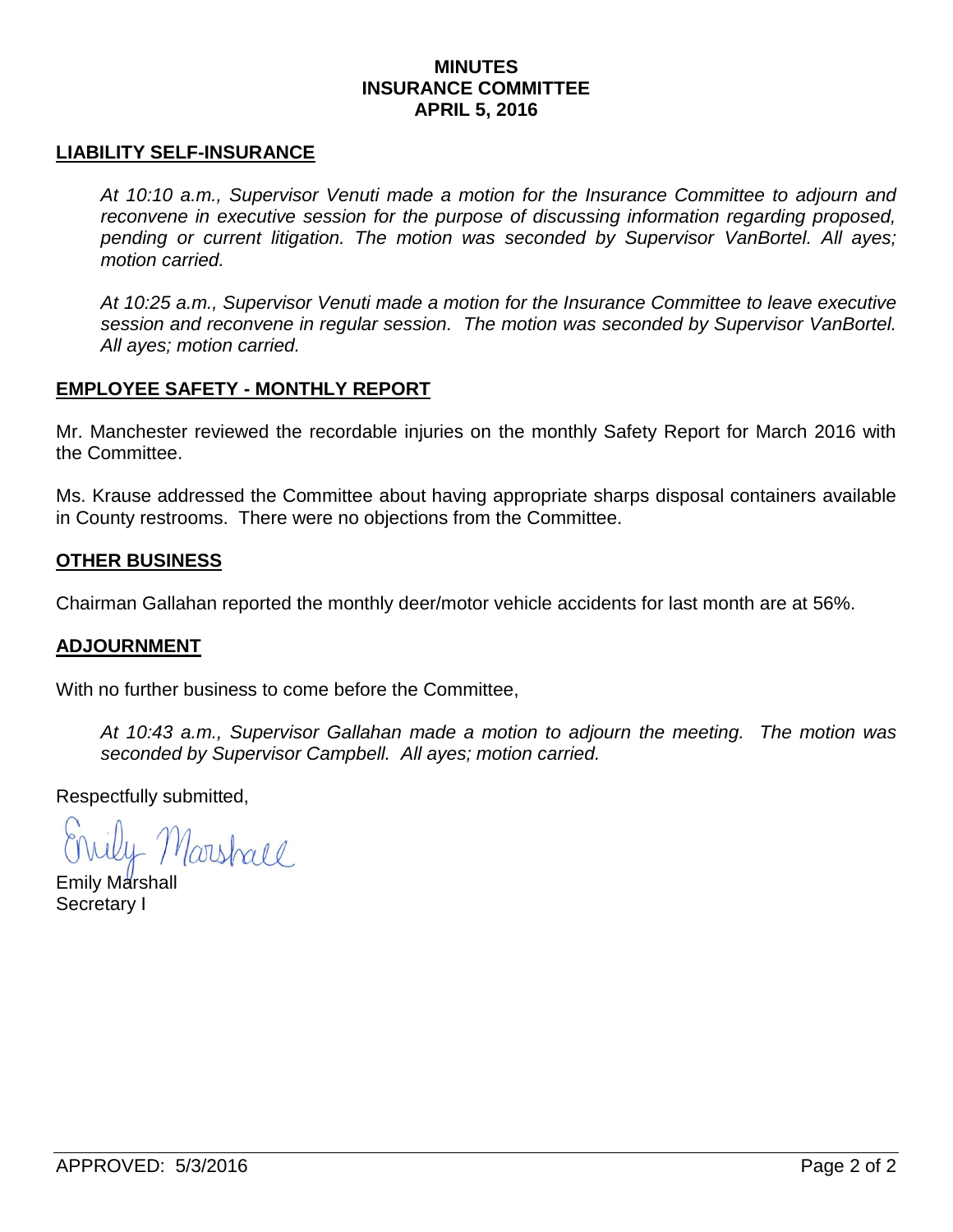**MINUTES**
**INSURANCE COMMITTEE**
**APRIL 5, 2016**

## LIABILITY SELF-INSURANCE

*At 10:10 a.m., Supervisor Venuti made a motion for the Insurance Committee to adjourn and reconvene in executive session for the purpose of discussing information regarding proposed, pending or current litigation. The motion was seconded by Supervisor VanBortel. All ayes; motion carried.*

*At 10:25 a.m., Supervisor Venuti made a motion for the Insurance Committee to leave executive session and reconvene in regular session. The motion was seconded by Supervisor VanBortel. All ayes; motion carried.*

## EMPLOYEE SAFETY - MONTHLY REPORT

Mr. Manchester reviewed the recordable injuries on the monthly Safety Report for March 2016 with the Committee.

Ms. Krause addressed the Committee about having appropriate sharps disposal containers available in County restrooms. There were no objections from the Committee.

## OTHER BUSINESS

Chairman Gallahan reported the monthly deer/motor vehicle accidents for last month are at 56%.

## ADJOURNMENT

With no further business to come before the Committee,

*At 10:43 a.m., Supervisor Gallahan made a motion to adjourn the meeting. The motion was seconded by Supervisor Campbell. All ayes; motion carried.*

Respectfully submitted,

Emily Marshall
Secretary I

APPROVED: 5/3/2016